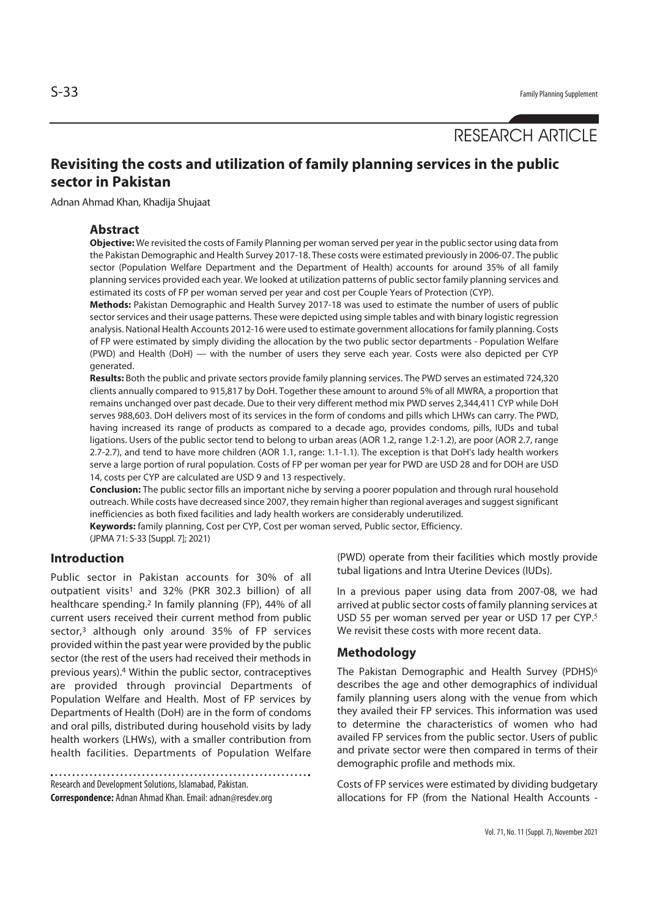RESEARCH ARTICLE

# Revisiting the costs and utilization of family planning services in the public sector in Pakistan

Adnan Ahmad Khan, Khadija Shujaat

## Abstract

**Objective:** We revisited the costs of Family Planning per woman served per year in the public sector using data from the Pakistan Demographic and Health Survey 2017-18. These costs were estimated previously in 2006-07. The public sector (Population Welfare Department and the Department of Health) accounts for around 35% of all family planning services provided each year. We looked at utilization patterns of public sector family planning services and estimated its costs of FP per woman served per year and cost per Couple Years of Protection (CYP).

**Methods:** Pakistan Demographic and Health Survey 2017-18 was used to estimate the number of users of public sector services and their usage patterns. These were depicted using simple tables and with binary logistic regression analysis. National Health Accounts 2012-16 were used to estimate government allocations for family planning. Costs of FP were estimated by simply dividing the allocation by the two public sector departments - Population Welfare (PWD) and Health (DoH) — with the number of users they serve each year. Costs were also depicted per CYP generated.

**Results:** Both the public and private sectors provide family planning services. The PWD serves an estimated 724,320 clients annually compared to 915,817 by DoH. Together these amount to around 5% of all MWRA, a proportion that remains unchanged over past decade. Due to their very different method mix PWD serves 2,344,411 CYP while DoH serves 988,603. DoH delivers most of its services in the form of condoms and pills which LHWs can carry. The PWD, having increased its range of products as compared to a decade ago, provides condoms, pills, IUDs and tubal ligations. Users of the public sector tend to belong to urban areas (AOR 1.2, range 1.2-1.2), are poor (AOR 2.7, range 2.7-2.7), and tend to have more children (AOR 1.1, range: 1.1-1.1). The exception is that DoH's lady health workers serve a large portion of rural population. Costs of FP per woman per year for PWD are USD 28 and for DOH are USD 14, costs per CYP are calculated are USD 9 and 13 respectively.

**Conclusion:** The public sector fills an important niche by serving a poorer population and through rural household outreach. While costs have decreased since 2007, they remain higher than regional averages and suggest significant inefficiencies as both fixed facilities and lady health workers are considerably underutilized.

**Keywords:** family planning, Cost per CYP, Cost per woman served, Public sector, Efficiency.

(JPMA 71: S-33 [Suppl. 7]; 2021)

## Introduction

Public sector in Pakistan accounts for 30% of all outpatient visits[1] and 32% (PKR 302.3 billion) of all healthcare spending.[2] In family planning (FP), 44% of all current users received their current method from public sector,[3] although only around 35% of FP services provided within the past year were provided by the public sector (the rest of the users had received their methods in previous years).[4] Within the public sector, contraceptives are provided through provincial Departments of Population Welfare and Health. Most of FP services by Departments of Health (DoH) are in the form of condoms and oral pills, distributed during household visits by lady health workers (LHWs), with a smaller contribution from health facilities. Departments of Population Welfare (PWD) operate from their facilities which mostly provide tubal ligations and Intra Uterine Devices (IUDs).

In a previous paper using data from 2007-08, we had arrived at public sector costs of family planning services at USD 55 per woman served per year or USD 17 per CYP.[5] We revisit these costs with more recent data.

## Methodology

The Pakistan Demographic and Health Survey (PDHS)[6] describes the age and other demographics of individual family planning users along with the venue from which they availed their FP services. This information was used to determine the characteristics of women who had availed FP services from the public sector. Users of public and private sector were then compared in terms of their demographic profile and methods mix.

Costs of FP services were estimated by dividing budgetary allocations for FP (from the National Health Accounts -

Research and Development Solutions, Islamabad, Pakistan.

**Correspondence:** Adnan Ahmad Khan. Email: adnan@resdev.org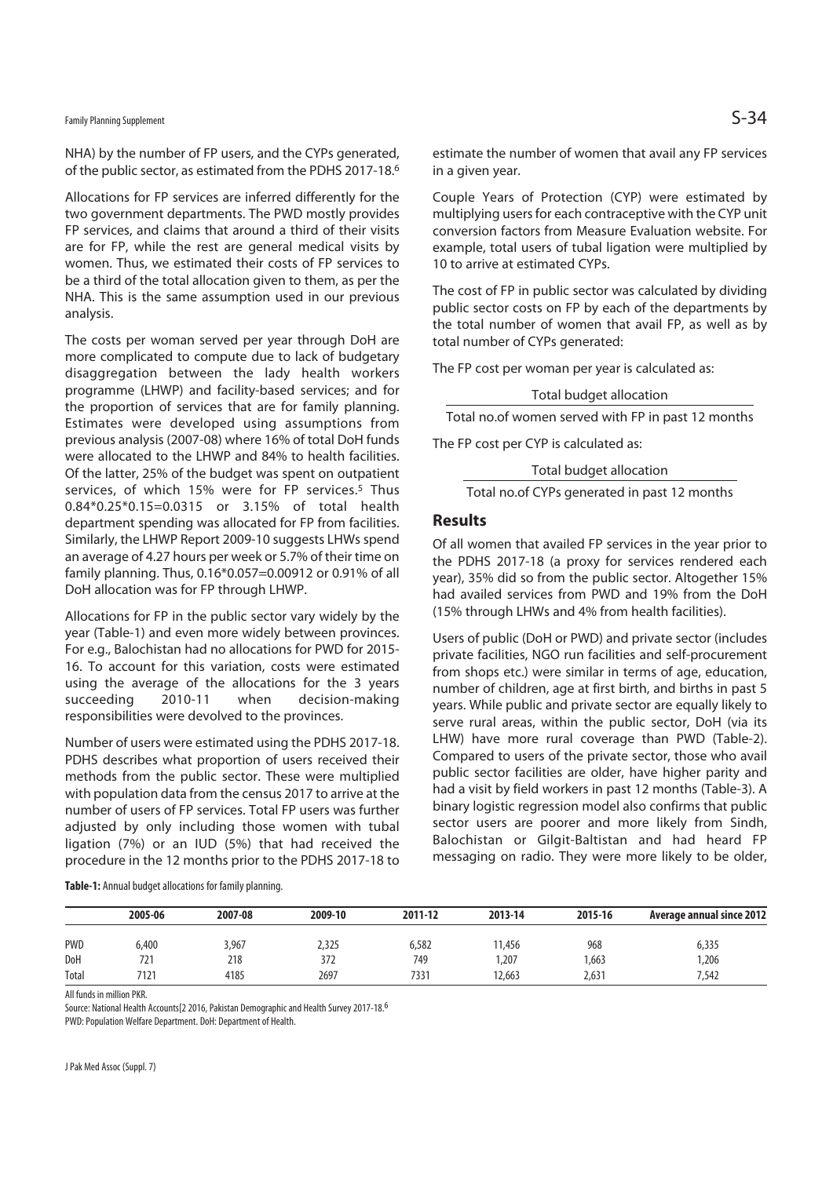NHA) by the number of FP users, and the CYPs generated, of the public sector, as estimated from the PDHS 2017-18.[6]

Allocations for FP services are inferred differently for the two government departments. The PWD mostly provides FP services, and claims that around a third of their visits are for FP, while the rest are general medical visits by women. Thus, we estimated their costs of FP services to be a third of the total allocation given to them, as per the NHA. This is the same assumption used in our previous analysis.

The costs per woman served per year through DoH are more complicated to compute due to lack of budgetary disaggregation between the lady health workers programme (LHWP) and facility-based services; and for the proportion of services that are for family planning. Estimates were developed using assumptions from previous analysis (2007-08) where 16% of total DoH funds were allocated to the LHWP and 84% to health facilities. Of the latter, 25% of the budget was spent on outpatient services, of which 15% were for FP services.[5] Thus 0.84*0.25*0.15=0.0315 or 3.15% of total health department spending was allocated for FP from facilities. Similarly, the LHWP Report 2009-10 suggests LHWs spend an average of 4.27 hours per week or 5.7% of their time on family planning. Thus, 0.16*0.057=0.00912 or 0.91% of all DoH allocation was for FP through LHWP.

Allocations for FP in the public sector vary widely by the year (Table-1) and even more widely between provinces. For e.g., Balochistan had no allocations for PWD for 2015-16. To account for this variation, costs were estimated using the average of the allocations for the 3 years succeeding 2010-11 when decision-making responsibilities were devolved to the provinces.

Number of users were estimated using the PDHS 2017-18. PDHS describes what proportion of users received their methods from the public sector. These were multiplied with population data from the census 2017 to arrive at the number of users of FP services. Total FP users was further adjusted by only including those women with tubal ligation (7%) or an IUD (5%) that had received the procedure in the 12 months prior to the PDHS 2017-18 to estimate the number of women that avail any FP services in a given year.

Couple Years of Protection (CYP) were estimated by multiplying users for each contraceptive with the CYP unit conversion factors from Measure Evaluation website. For example, total users of tubal ligation were multiplied by 10 to arrive at estimated CYPs.

The cost of FP in public sector was calculated by dividing public sector costs on FP by each of the departments by the total number of women that avail FP, as well as by total number of CYPs generated:

The FP cost per woman per year is calculated as:

$$\frac{\text{Total budget allocation}}{\text{Total no.of women served with FP in past 12 months}}$$

The FP cost per CYP is calculated as:

$$\frac{\text{Total budget allocation}}{\text{Total no.of CYPs generated in past 12 months}}$$

## Results

Of all women that availed FP services in the year prior to the PDHS 2017-18 (a proxy for services rendered each year), 35% did so from the public sector. Altogether 15% had availed services from PWD and 19% from the DoH (15% through LHWs and 4% from health facilities).

Users of public (DoH or PWD) and private sector (includes private facilities, NGO run facilities and self-procurement from shops etc.) were similar in terms of age, education, number of children, age at first birth, and births in past 5 years. While public and private sector are equally likely to serve rural areas, within the public sector, DoH (via its LHW) have more rural coverage than PWD (Table-2). Compared to users of the private sector, those who avail public sector facilities are older, have higher parity and had a visit by field workers in past 12 months (Table-3). A binary logistic regression model also confirms that public sector users are poorer and more likely from Sindh, Balochistan or Gilgit-Baltistan and had heard FP messaging on radio. They were more likely to be older,

**Table-1:** Annual budget allocations for family planning.

| | 2005-06 | 2007-08 | 2009-10 | 2011-12 | 2013-14 | 2015-16 | Average annual since 2012 |
|---|---|---|---|---|---|---|---|
| PWD | 6,400 | 3,967 | 2,325 | 6,582 | 11,456 | 968 | 6,335 |
| DoH | 721 | 218 | 372 | 749 | 1,207 | 1,663 | 1,206 |
| Total | 7121 | 4185 | 2697 | 7331 | 12,663 | 2,631 | 7,542 |

All funds in million PKR.

Source: National Health Accounts[2 2016, Pakistan Demographic and Health Survey 2017-18.[6]

PWD: Population Welfare Department. DoH: Department of Health.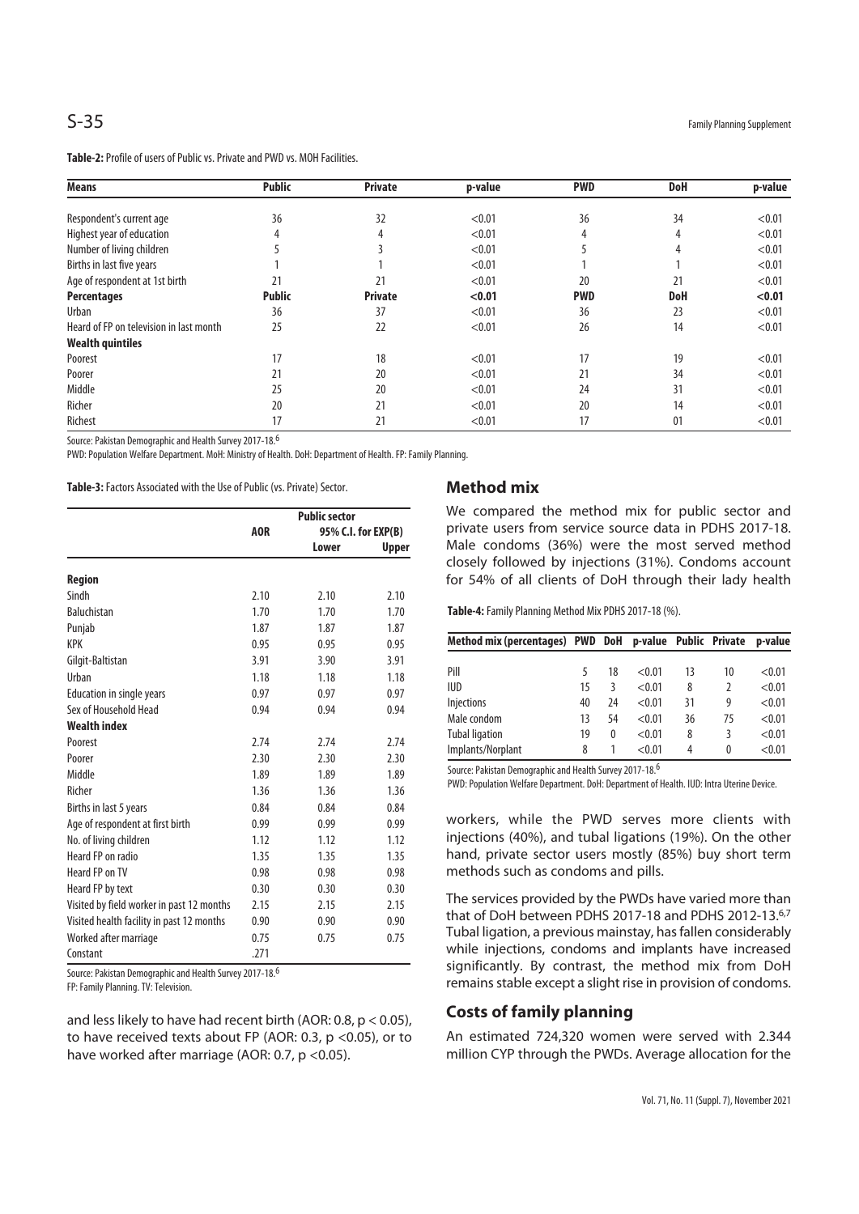**Table-2:** Profile of users of Public vs. Private and PWD vs. MOH Facilities.

| Means | Public | Private | p-value | PWD | DoH | p-value |
|---|---|---|---|---|---|---|
| Respondent's current age | 36 | 32 | <0.01 | 36 | 34 | <0.01 |
| Highest year of education | 4 | 4 | <0.01 | 4 | 4 | <0.01 |
| Number of living children | 5 | 3 | <0.01 | 5 | 4 | <0.01 |
| Births in last five years | 1 | 1 | <0.01 | 1 | 1 | <0.01 |
| Age of respondent at 1st birth | 21 | 21 | <0.01 | 20 | 21 | <0.01 |
| **Percentages** | **Public** | **Private** | **<0.01** | **PWD** | **DoH** | **<0.01** |
| Urban | 36 | 37 | <0.01 | 36 | 23 | <0.01 |
| Heard of FP on television in last month | 25 | 22 | <0.01 | 26 | 14 | <0.01 |
| **Wealth quintiles** | | | | | | |
| Poorest | 17 | 18 | <0.01 | 17 | 19 | <0.01 |
| Poorer | 21 | 20 | <0.01 | 21 | 34 | <0.01 |
| Middle | 25 | 20 | <0.01 | 24 | 31 | <0.01 |
| Richer | 20 | 21 | <0.01 | 20 | 14 | <0.01 |
| Richest | 17 | 21 | <0.01 | 17 | 01 | <0.01 |

Source: Pakistan Demographic and Health Survey 2017-18.[6]

PWD: Population Welfare Department. MoH: Ministry of Health. DoH: Department of Health. FP: Family Planning.

**Table-3:** Factors Associated with the Use of Public (vs. Private) Sector.

| | Public sector | | |
|---|---|---|---|
| | AOR | 95% C.I. for EXP(B) | |
| | | Lower | Upper |
| **Region** | | | |
| Sindh | 2.10 | 2.10 | 2.10 |
| Baluchistan | 1.70 | 1.70 | 1.70 |
| Punjab | 1.87 | 1.87 | 1.87 |
| KPK | 0.95 | 0.95 | 0.95 |
| Gilgit-Baltistan | 3.91 | 3.90 | 3.91 |
| Urban | 1.18 | 1.18 | 1.18 |
| Education in single years | 0.97 | 0.97 | 0.97 |
| Sex of Household Head | 0.94 | 0.94 | 0.94 |
| **Wealth index** | | | |
| Poorest | 2.74 | 2.74 | 2.74 |
| Poorer | 2.30 | 2.30 | 2.30 |
| Middle | 1.89 | 1.89 | 1.89 |
| Richer | 1.36 | 1.36 | 1.36 |
| Births in last 5 years | 0.84 | 0.84 | 0.84 |
| Age of respondent at first birth | 0.99 | 0.99 | 0.99 |
| No. of living children | 1.12 | 1.12 | 1.12 |
| Heard FP on radio | 1.35 | 1.35 | 1.35 |
| Heard FP on TV | 0.98 | 0.98 | 0.98 |
| Heard FP by text | 0.30 | 0.30 | 0.30 |
| Visited by field worker in past 12 months | 2.15 | 2.15 | 2.15 |
| Visited health facility in past 12 months | 0.90 | 0.90 | 0.90 |
| Worked after marriage | 0.75 | 0.75 | 0.75 |
| Constant | .271 | | |

Source: Pakistan Demographic and Health Survey 2017-18.[6]

FP: Family Planning. TV: Television.

and less likely to have had recent birth (AOR: 0.8, $p < 0.05$), to have received texts about FP (AOR: 0.3, $p < 0.05$), or to have worked after marriage (AOR: 0.7, $p < 0.05$).

## Method mix

We compared the method mix for public sector and private users from service source data in PDHS 2017-18. Male condoms (36%) were the most served method closely followed by injections (31%). Condoms account for 54% of all clients of DoH through their lady health workers, while the PWD serves more clients with injections (40%), and tubal ligations (19%). On the other hand, private sector users mostly (85%) buy short term methods such as condoms and pills.

**Table-4:** Family Planning Method Mix PDHS 2017-18 (%).

| Method mix (percentages) | PWD | DoH | p-value | Public | Private | p-value |
|---|---|---|---|---|---|---|
| Pill | 5 | 18 | <0.01 | 13 | 10 | <0.01 |
| IUD | 15 | 3 | <0.01 | 8 | 2 | <0.01 |
| Injections | 40 | 24 | <0.01 | 31 | 9 | <0.01 |
| Male condom | 13 | 54 | <0.01 | 36 | 75 | <0.01 |
| Tubal ligation | 19 | 0 | <0.01 | 8 | 3 | <0.01 |
| Implants/Norplant | 8 | 1 | <0.01 | 4 | 0 | <0.01 |

Source: Pakistan Demographic and Health Survey 2017-18.[6]

PWD: Population Welfare Department. DoH: Department of Health. IUD: Intra Uterine Device.

The services provided by the PWDs have varied more than that of DoH between PDHS 2017-18 and PDHS 2012-13.[6,7] Tubal ligation, a previous mainstay, has fallen considerably while injections, condoms and implants have increased significantly. By contrast, the method mix from DoH remains stable except a slight rise in provision of condoms.

## Costs of family planning

An estimated 724,320 women were served with 2.344 million CYP through the PWDs. Average allocation for the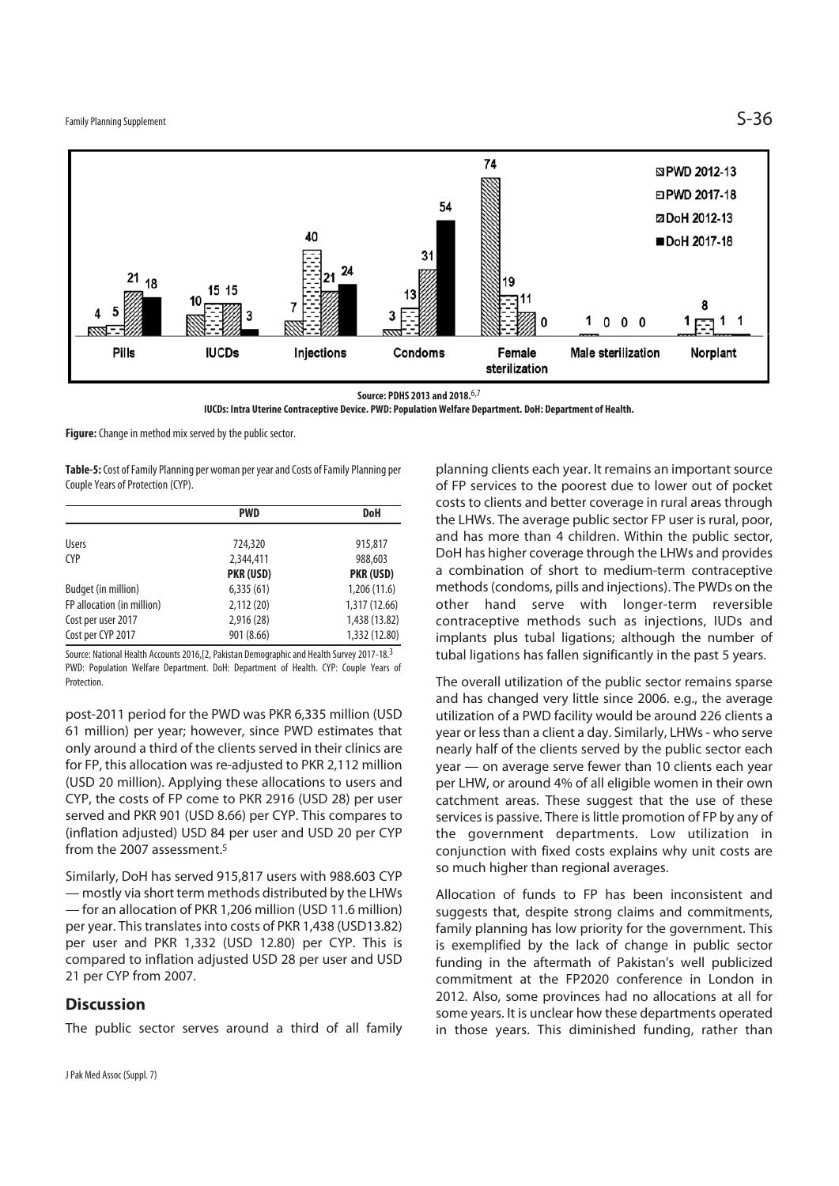Source: PDHS 2013 and 2018.[6,7]

IUCDs: Intra Uterine Contraceptive Device. PWD: Population Welfare Department. DoH: Department of Health.

**Figure:** Change in method mix served by the public sector.

**Table-5:** Cost of Family Planning per woman per year and Costs of Family Planning per Couple Years of Protection (CYP).

| | PWD | DoH |
|---|---|---|
| Users | 724,320 | 915,817 |
| CYP | 2,344,411 | 988,603 |
| | **PKR (USD)** | **PKR (USD)** |
| Budget (in million) | 6,335 (61) | 1,206 (11.6) |
| FP allocation (in million) | 2,112 (20) | 1,317 (12.66) |
| Cost per user 2017 | 2,916 (28) | 1,438 (13.82) |
| Cost per CYP 2017 | 901 (8.66) | 1,332 (12.80) |

Source: National Health Accounts 2016,[2, Pakistan Demographic and Health Survey 2017-18.[3]
PWD: Population Welfare Department. DoH: Department of Health. CYP: Couple Years of Protection.

post-2011 period for the PWD was PKR 6,335 million (USD 61 million) per year; however, since PWD estimates that only around a third of the clients served in their clinics are for FP, this allocation was re-adjusted to PKR 2,112 million (USD 20 million). Applying these allocations to users and CYP, the costs of FP come to PKR 2916 (USD 28) per user served and PKR 901 (USD 8.66) per CYP. This compares to (inflation adjusted) USD 84 per user and USD 20 per CYP from the 2007 assessment.[5]

Similarly, DoH has served 915,817 users with 988.603 CYP — mostly via short term methods distributed by the LHWs — for an allocation of PKR 1,206 million (USD 11.6 million) per year. This translates into costs of PKR 1,438 (USD13.82) per user and PKR 1,332 (USD 12.80) per CYP. This is compared to inflation adjusted USD 28 per user and USD 21 per CYP from 2007.

## Discussion

The public sector serves around a third of all family planning clients each year. It remains an important source of FP services to the poorest due to lower out of pocket costs to clients and better coverage in rural areas through the LHWs. The average public sector FP user is rural, poor, and has more than 4 children. Within the public sector, DoH has higher coverage through the LHWs and provides a combination of short to medium-term contraceptive methods (condoms, pills and injections). The PWDs on the other hand serve with longer-term reversible contraceptive methods such as injections, IUDs and implants plus tubal ligations; although the number of tubal ligations has fallen significantly in the past 5 years.

The overall utilization of the public sector remains sparse and has changed very little since 2006. e.g., the average utilization of a PWD facility would be around 226 clients a year or less than a client a day. Similarly, LHWs - who serve nearly half of the clients served by the public sector each year — on average serve fewer than 10 clients each year per LHW, or around 4% of all eligible women in their own catchment areas. These suggest that the use of these services is passive. There is little promotion of FP by any of the government departments. Low utilization in conjunction with fixed costs explains why unit costs are so much higher than regional averages.

Allocation of funds to FP has been inconsistent and suggests that, despite strong claims and commitments, family planning has low priority for the government. This is exemplified by the lack of change in public sector funding in the aftermath of Pakistan's well publicized commitment at the FP2020 conference in London in 2012. Also, some provinces had no allocations at all for some years. It is unclear how these departments operated in those years. This diminished funding, rather than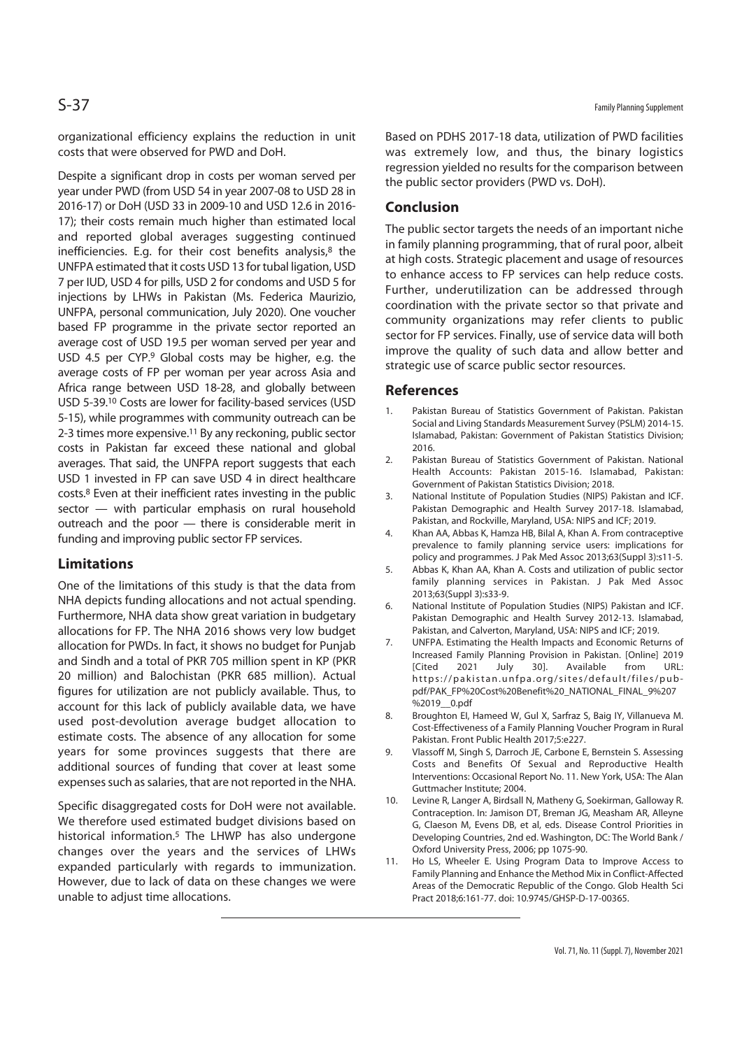organizational efficiency explains the reduction in unit costs that were observed for PWD and DoH.

Despite a significant drop in costs per woman served per year under PWD (from USD 54 in year 2007-08 to USD 28 in 2016-17) or DoH (USD 33 in 2009-10 and USD 12.6 in 2016-17); their costs remain much higher than estimated local and reported global averages suggesting continued inefficiencies. E.g. for their cost benefits analysis,[8] the UNFPA estimated that it costs USD 13 for tubal ligation, USD 7 per IUD, USD 4 for pills, USD 2 for condoms and USD 5 for injections by LHWs in Pakistan (Ms. Federica Maurizio, UNFPA, personal communication, July 2020). One voucher based FP programme in the private sector reported an average cost of USD 19.5 per woman served per year and USD 4.5 per CYP.[9] Global costs may be higher, e.g. the average costs of FP per woman per year across Asia and Africa range between USD 18-28, and globally between USD 5-39.[10] Costs are lower for facility-based services (USD 5-15), while programmes with community outreach can be 2-3 times more expensive.[11] By any reckoning, public sector costs in Pakistan far exceed these national and global averages. That said, the UNFPA report suggests that each USD 1 invested in FP can save USD 4 in direct healthcare costs.[8] Even at their inefficient rates investing in the public sector — with particular emphasis on rural household outreach and the poor — there is considerable merit in funding and improving public sector FP services.

## Limitations

One of the limitations of this study is that the data from NHA depicts funding allocations and not actual spending. Furthermore, NHA data show great variation in budgetary allocations for FP. The NHA 2016 shows very low budget allocation for PWDs. In fact, it shows no budget for Punjab and Sindh and a total of PKR 705 million spent in KP (PKR 20 million) and Balochistan (PKR 685 million). Actual figures for utilization are not publicly available. Thus, to account for this lack of publicly available data, we have used post-devolution average budget allocation to estimate costs. The absence of any allocation for some years for some provinces suggests that there are additional sources of funding that cover at least some expenses such as salaries, that are not reported in the NHA.

Specific disaggregated costs for DoH were not available. We therefore used estimated budget divisions based on historical information.[5] The LHWP has also undergone changes over the years and the services of LHWs expanded particularly with regards to immunization. However, due to lack of data on these changes we were unable to adjust time allocations.

Based on PDHS 2017-18 data, utilization of PWD facilities was extremely low, and thus, the binary logistics regression yielded no results for the comparison between the public sector providers (PWD vs. DoH).

## Conclusion

The public sector targets the needs of an important niche in family planning programming, that of rural poor, albeit at high costs. Strategic placement and usage of resources to enhance access to FP services can help reduce costs. Further, underutilization can be addressed through coordination with the private sector so that private and community organizations may refer clients to public sector for FP services. Finally, use of service data will both improve the quality of such data and allow better and strategic use of scarce public sector resources.

## References

1. Pakistan Bureau of Statistics Government of Pakistan. Pakistan Social and Living Standards Measurement Survey (PSLM) 2014-15. Islamabad, Pakistan: Government of Pakistan Statistics Division; 2016.
2. Pakistan Bureau of Statistics Government of Pakistan. National Health Accounts: Pakistan 2015-16. Islamabad, Pakistan: Government of Pakistan Statistics Division; 2018.
3. National Institute of Population Studies (NIPS) Pakistan and ICF. Pakistan Demographic and Health Survey 2017-18. Islamabad, Pakistan, and Rockville, Maryland, USA: NIPS and ICF; 2019.
4. Khan AA, Abbas K, Hamza HB, Bilal A, Khan A. From contraceptive prevalence to family planning service users: implications for policy and programmes. J Pak Med Assoc 2013;63(Suppl 3):s11-5.
5. Abbas K, Khan AA, Khan A. Costs and utilization of public sector family planning services in Pakistan. J Pak Med Assoc 2013;63(Suppl 3):s33-9.
6. National Institute of Population Studies (NIPS) Pakistan and ICF. Pakistan Demographic and Health Survey 2012-13. Islamabad, Pakistan, and Calverton, Maryland, USA: NIPS and ICF; 2019.
7. UNFPA. Estimating the Health Impacts and Economic Returns of Increased Family Planning Provision in Pakistan. [Online] 2019 [Cited 2021 July 30]. Available from URL: https://pakistan.unfpa.org/sites/default/files/pub-pdf/PAK_FP%20Cost%20Benefit%20_NATIONAL_FINAL_9%207%2019__0.pdf
8. Broughton EI, Hameed W, Gul X, Sarfraz S, Baig IY, Villanueva M. Cost-Effectiveness of a Family Planning Voucher Program in Rural Pakistan. Front Public Health 2017;5:e227.
9. Vlassoff M, Singh S, Darroch JE, Carbone E, Bernstein S. Assessing Costs and Benefits Of Sexual and Reproductive Health Interventions: Occasional Report No. 11. New York, USA: The Alan Guttmacher Institute; 2004.
10. Levine R, Langer A, Birdsall N, Matheny G, Soekirman, Galloway R. Contraception. In: Jamison DT, Breman JG, Measham AR, Alleyne G, Claeson M, Evens DB, et al, eds. Disease Control Priorities in Developing Countries, 2nd ed. Washington, DC: The World Bank / Oxford University Press, 2006; pp 1075-90.
11. Ho LS, Wheeler E. Using Program Data to Improve Access to Family Planning and Enhance the Method Mix in Conflict-Affected Areas of the Democratic Republic of the Congo. Glob Health Sci Pract 2018;6:161-77. doi: 10.9745/GHSP-D-17-00365.